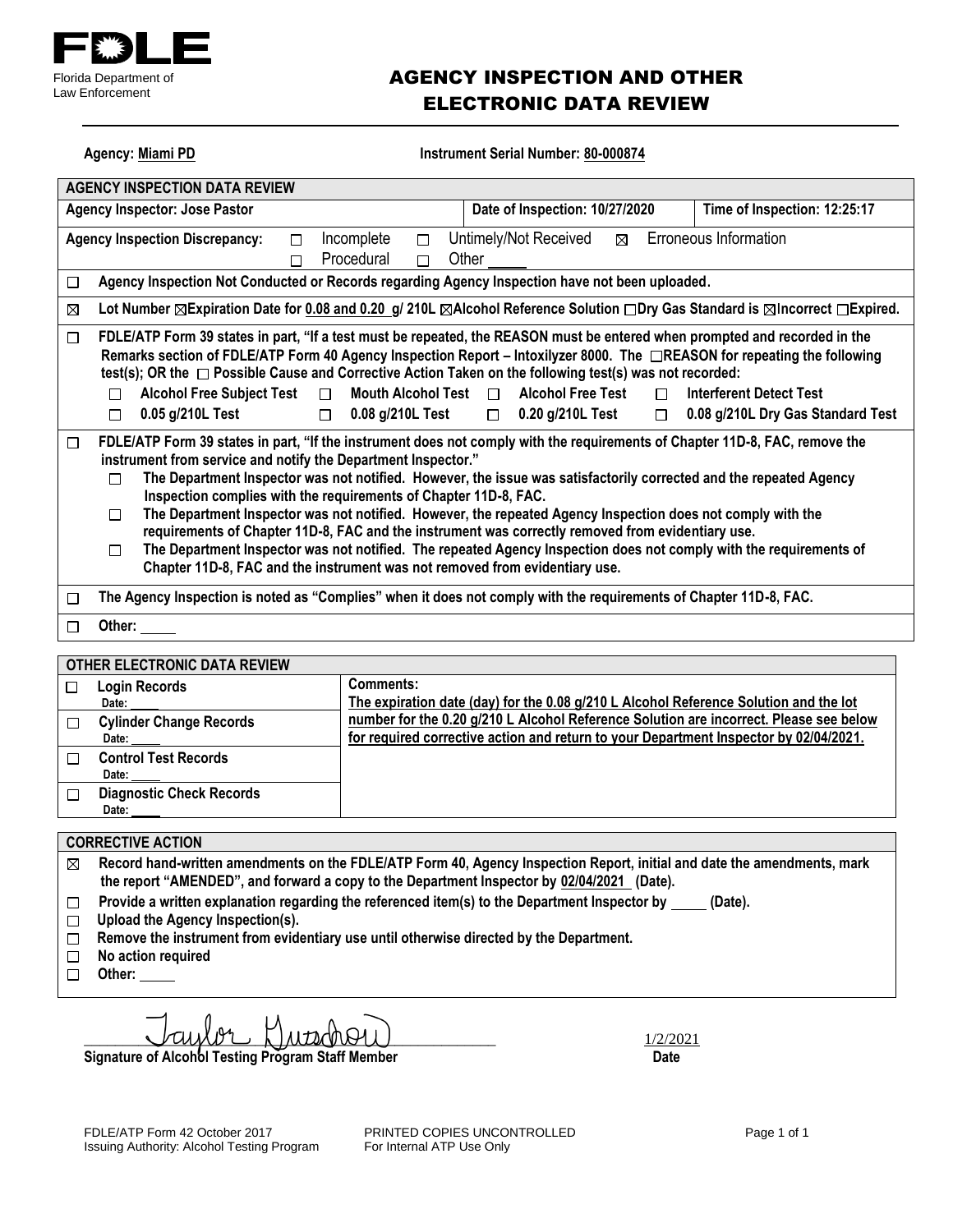FDLE
Florida Department of Law Enforcement

# AGENCY INSPECTION AND OTHER ELECTRONIC DATA REVIEW

**Agency:** Miami PD **Instrument Serial Number:** 80-000874

## AGENCY INSPECTION DATA REVIEW

| | | |
|---|---|---|
| **Agency Inspector: Jose Pastor** | **Date of Inspection: 10/27/2020** | **Time of Inspection: 12:25:17** |

**Agency Inspection Discrepancy:** ☐ Incomplete ☐ Untimely/Not Received ☒ Erroneous Information ☐ Procedural ☐ Other ____

☐ **Agency Inspection Not Conducted or Records regarding Agency Inspection have not been uploaded.**

☒ **Lot Number ☒Expiration Date for 0.08 and 0.20 g/ 210L ☒Alcohol Reference Solution ☐Dry Gas Standard is ☒Incorrect ☐Expired.**

☐ **FDLE/ATP Form 39 states in part, "If a test must be repeated, the REASON must be entered when prompted and recorded in the Remarks section of FDLE/ATP Form 40 Agency Inspection Report – Intoxilyzer 8000. The ☐REASON for repeating the following test(s); OR the ☐ Possible Cause and Corrective Action Taken on the following test(s) was not recorded:**
- ☐ **Alcohol Free Subject Test** ☐ **Mouth Alcohol Test** ☐ **Alcohol Free Test** ☐ **Interferent Detect Test**
- ☐ **0.05 g/210L Test** ☐ **0.08 g/210L Test** ☐ **0.20 g/210L Test** ☐ **0.08 g/210L Dry Gas Standard Test**

☐ **FDLE/ATP Form 39 states in part, "If the instrument does not comply with the requirements of Chapter 11D-8, FAC, remove the instrument from service and notify the Department Inspector."**
- ☐ **The Department Inspector was not notified. However, the issue was satisfactorily corrected and the repeated Agency Inspection complies with the requirements of Chapter 11D-8, FAC.**
- ☐ **The Department Inspector was not notified. However, the repeated Agency Inspection does not comply with the requirements of Chapter 11D-8, FAC and the instrument was correctly removed from evidentiary use.**
- ☐ **The Department Inspector was not notified. The repeated Agency Inspection does not comply with the requirements of Chapter 11D-8, FAC and the instrument was not removed from evidentiary use.**

☐ **The Agency Inspection is noted as "Complies" when it does not comply with the requirements of Chapter 11D-8, FAC.**

☐ **Other:** ____

## OTHER ELECTRONIC DATA REVIEW

| | |
|---|---|
| ☐ **Login Records** Date: ____ | **Comments:** The expiration date (day) for the 0.08 g/210 L Alcohol Reference Solution and the lot number for the 0.20 g/210 L Alcohol Reference Solution are incorrect. Please see below for required corrective action and return to your Department Inspector by 02/04/2021. |
| ☐ **Cylinder Change Records** Date: ____ | |
| ☐ **Control Test Records** Date: ____ | |
| ☐ **Diagnostic Check Records** Date: ____ | |

## CORRECTIVE ACTION

- ☒ **Record hand-written amendments on the FDLE/ATP Form 40, Agency Inspection Report, initial and date the amendments, mark the report "AMENDED", and forward a copy to the Department Inspector by 02/04/2021 (Date).**
- ☐ **Provide a written explanation regarding the referenced item(s) to the Department Inspector by ____ (Date).**
- ☐ **Upload the Agency Inspection(s).**
- ☐ **Remove the instrument from evidentiary use until otherwise directed by the Department.**
- ☐ **No action required**
- ☐ **Other:** ____

Taylor Gutschow — 1/2/2021

**Signature of Alcohol Testing Program Staff Member** **Date**

FDLE/ATP Form 42 October 2017
Issuing Authority: Alcohol Testing Program
PRINTED COPIES UNCONTROLLED
For Internal ATP Use Only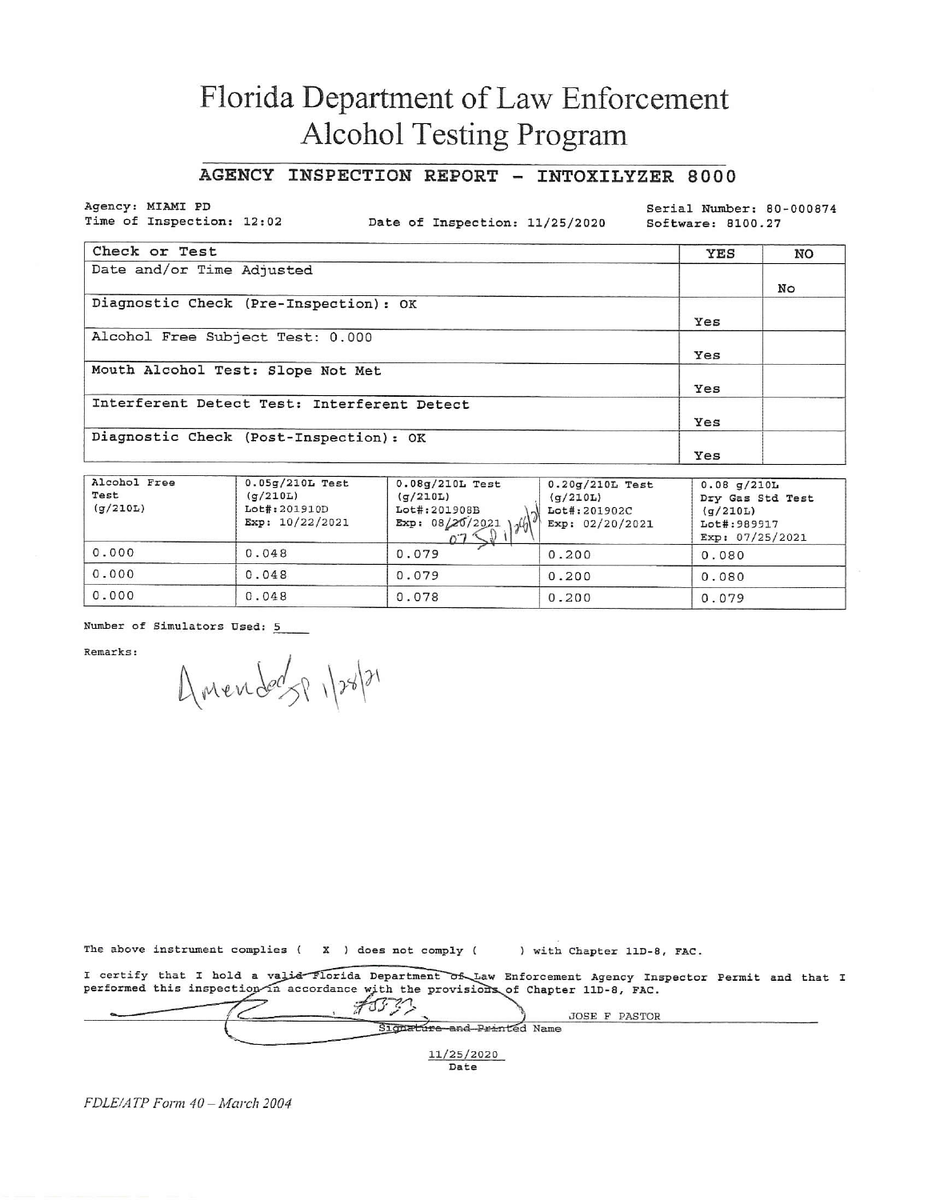# Florida Department of Law Enforcement
# Alcohol Testing Program

## AGENCY INSPECTION REPORT - INTOXILYZER 8000

Agency: MIAMI PD
Time of Inspection: 12:02
Date of Inspection: 11/25/2020
Serial Number: 80-000874
Software: 8100.27

| Check or Test | YES | NO |
|---|---|---|
| Date and/or Time Adjusted | | No |
| Diagnostic Check (Pre-Inspection): OK | Yes | |
| Alcohol Free Subject Test: 0.000 | Yes | |
| Mouth Alcohol Test: Slope Not Met | Yes | |
| Interferent Detect Test: Interferent Detect | Yes | |
| Diagnostic Check (Post-Inspection): OK | Yes | |

| Alcohol Free Test (g/210L) | 0.05g/210L Test (g/210L) Lot#:201910D Exp: 10/22/2021 | 0.08g/210L Test (g/210L) Lot#:201908B Exp: 08/20/2021 07 SP 1/28/21 | 0.20g/210L Test (g/210L) Lot#:201902C Exp: 02/20/2021 | 0.08 g/210L Dry Gas Std Test (g/210L) Lot#:989917 Exp: 07/25/2021 |
|---|---|---|---|---|
| 0.000 | 0.048 | 0.079 | 0.200 | 0.080 |
| 0.000 | 0.048 | 0.079 | 0.200 | 0.080 |
| 0.000 | 0.048 | 0.078 | 0.200 | 0.079 |

Number of Simulators Used: 5

Remarks: Amended SP 1/28/21

The above instrument complies ( X ) does not comply ( ) with Chapter 11D-8, FAC.

I certify that I hold a valid Florida Department of Law Enforcement Agency Inspector Permit and that I performed this inspection in accordance with the provisions of Chapter 11D-8, FAC.

#8373 JOSE F PASTOR
Signature and Printed Name

11/25/2020
Date

*FDLE/ATP Form 40 – March 2004*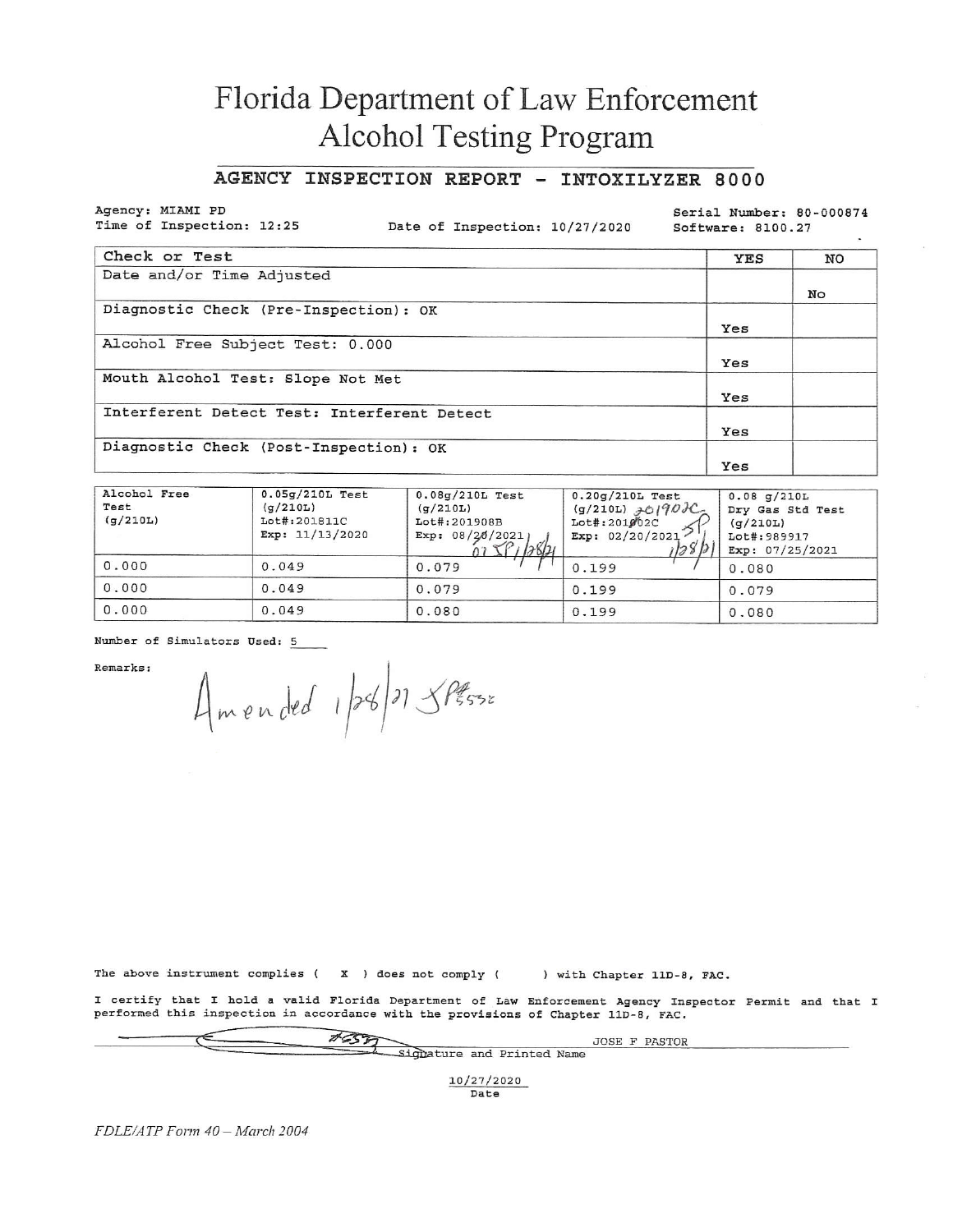# Florida Department of Law Enforcement
# Alcohol Testing Program

## AGENCY INSPECTION REPORT - INTOXILYZER 8000

Agency: MIAMI PD
Time of Inspection: 12:25 Date of Inspection: 10/27/2020 Serial Number: 80-000874
Software: 8100.27

| Check or Test | YES | NO |
|---|---|---|
| Date and/or Time Adjusted | | No |
| Diagnostic Check (Pre-Inspection): OK | Yes | |
| Alcohol Free Subject Test: 0.000 | Yes | |
| Mouth Alcohol Test: Slope Not Met | Yes | |
| Interferent Detect Test: Interferent Detect | Yes | |
| Diagnostic Check (Post-Inspection): OK | Yes | |

| Alcohol Free Test (g/210L) | 0.05g/210L Test (g/210L) Lot#:201811C Exp: 11/13/2020 | 0.08g/210L Test (g/210L) Lot#:201908B Exp: 08/20/2021 07 SP 1/28/21 | 0.20g/210L Test (g/210L) 201902C Lot#:201002C SP Exp: 02/20/2021 1/28/21 | 0.08 g/210L Dry Gas Std Test (g/210L) Lot#:989917 Exp: 07/25/2021 |
|---|---|---|---|---|
| 0.000 | 0.049 | 0.079 | 0.199 | 0.080 |
| 0.000 | 0.049 | 0.079 | 0.199 | 0.079 |
| 0.000 | 0.049 | 0.080 | 0.199 | 0.080 |

Number of Simulators Used: 5

Remarks:

Amended 1/28/21 JP #553

The above instrument complies ( X ) does not comply ( ) with Chapter 11D-8, FAC.

I certify that I hold a valid Florida Department of Law Enforcement Agency Inspector Permit and that I performed this inspection in accordance with the provisions of Chapter 11D-8, FAC.

#553 JOSE F PASTOR
Signature and Printed Name

10/27/2020
Date

*FDLE/ATP Form 40 – March 2004*